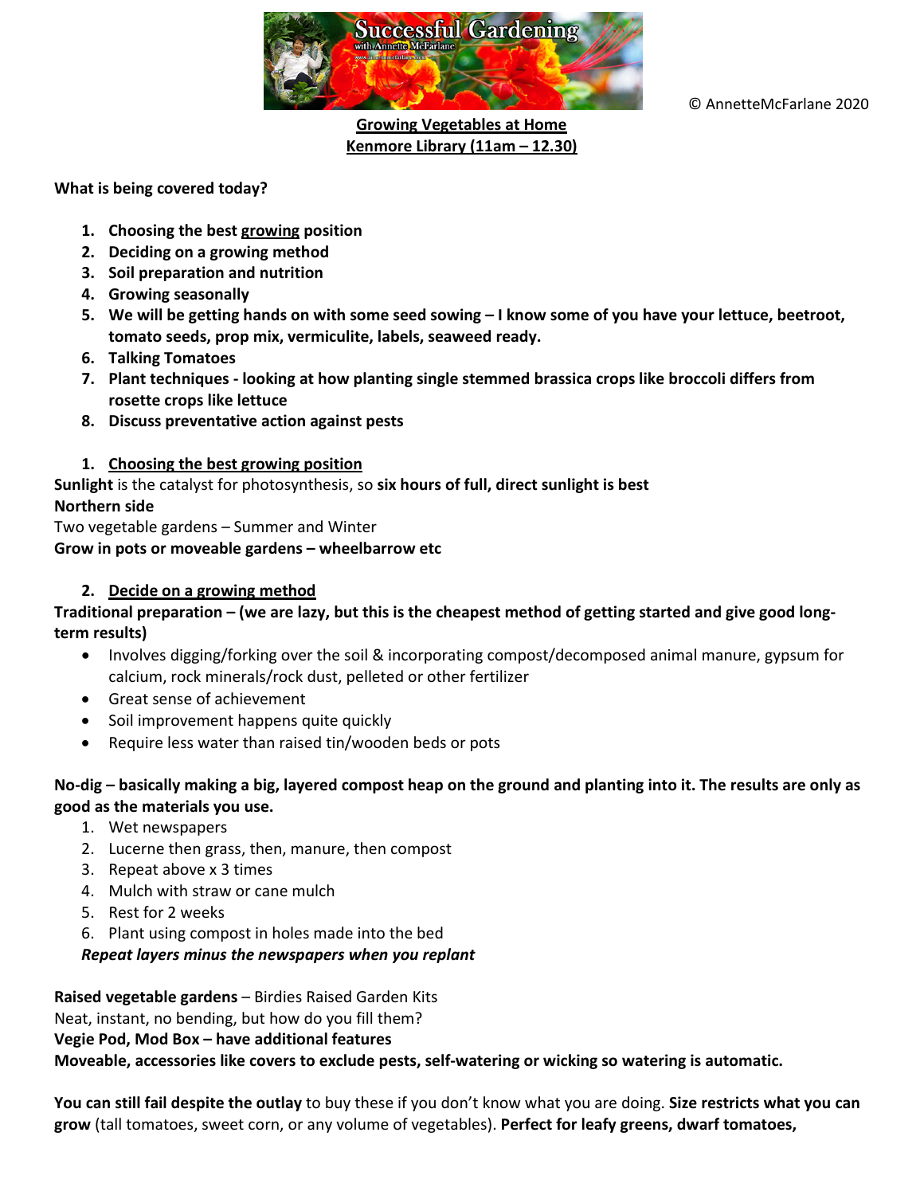© AnnetteMcFarlane 2020

**Growing Vegetables at Home**
**Kenmore Library (11am – 12.30)**

**What is being covered today?**

1. **Choosing the best growing position**
2. **Deciding on a growing method**
3. **Soil preparation and nutrition**
4. **Growing seasonally**
5. **We will be getting hands on with some seed sowing – I know some of you have your lettuce, beetroot, tomato seeds, prop mix, vermiculite, labels, seaweed ready.**
6. **Talking Tomatoes**
7. **Plant techniques - looking at how planting single stemmed brassica crops like broccoli differs from rosette crops like lettuce**
8. **Discuss preventative action against pests**

## 1. Choosing the best growing position

**Sunlight** is the catalyst for photosynthesis, so **six hours of full, direct sunlight is best**

**Northern side**

Two vegetable gardens – Summer and Winter

**Grow in pots or moveable gardens – wheelbarrow etc**

## 2. Decide on a growing method

**Traditional preparation – (we are lazy, but this is the cheapest method of getting started and give good long-term results)**

- Involves digging/forking over the soil & incorporating compost/decomposed animal manure, gypsum for calcium, rock minerals/rock dust, pelleted or other fertilizer
- Great sense of achievement
- Soil improvement happens quite quickly
- Require less water than raised tin/wooden beds or pots

**No-dig – basically making a big, layered compost heap on the ground and planting into it. The results are only as good as the materials you use.**

1. Wet newspapers
2. Lucerne then grass, then, manure, then compost
3. Repeat above x 3 times
4. Mulch with straw or cane mulch
5. Rest for 2 weeks
6. Plant using compost in holes made into the bed

***Repeat layers minus the newspapers when you replant***

**Raised vegetable gardens** – Birdies Raised Garden Kits

Neat, instant, no bending, but how do you fill them?

**Vegie Pod, Mod Box – have additional features**

**Moveable, accessories like covers to exclude pests, self-watering or wicking so watering is automatic.**

**You can still fail despite the outlay** to buy these if you don't know what you are doing. **Size restricts what you can grow** (tall tomatoes, sweet corn, or any volume of vegetables). **Perfect for leafy greens, dwarf tomatoes,**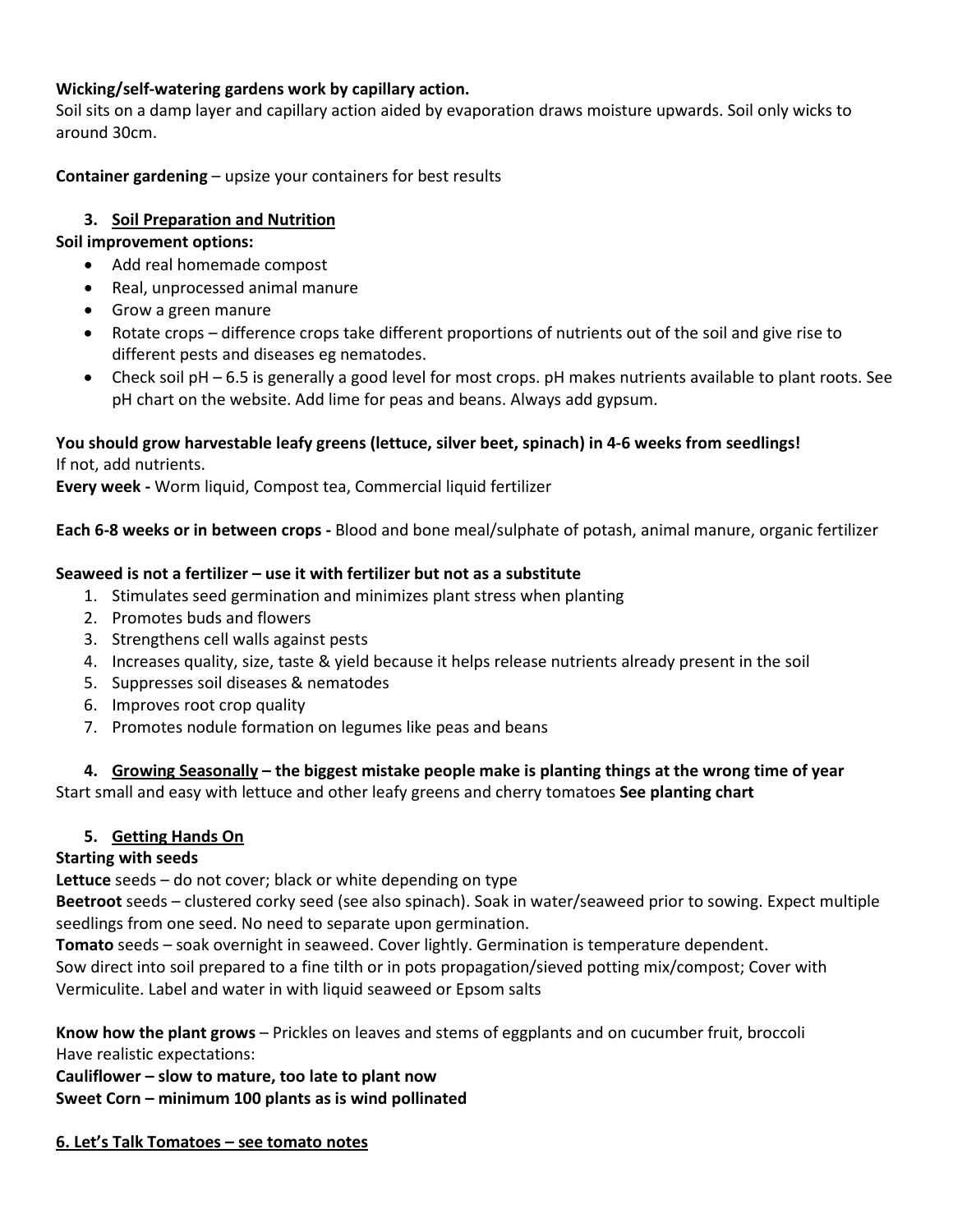**Wicking/self-watering gardens work by capillary action.**
Soil sits on a damp layer and capillary action aided by evaporation draws moisture upwards. Soil only wicks to around 30cm.

**Container gardening** – upsize your containers for best results

### 3. Soil Preparation and Nutrition

**Soil improvement options:**

- Add real homemade compost
- Real, unprocessed animal manure
- Grow a green manure
- Rotate crops – difference crops take different proportions of nutrients out of the soil and give rise to different pests and diseases eg nematodes.
- Check soil pH – 6.5 is generally a good level for most crops. pH makes nutrients available to plant roots. See pH chart on the website. Add lime for peas and beans. Always add gypsum.

**You should grow harvestable leafy greens (lettuce, silver beet, spinach) in 4-6 weeks from seedlings!**
If not, add nutrients.
**Every week -** Worm liquid, Compost tea, Commercial liquid fertilizer

**Each 6-8 weeks or in between crops -** Blood and bone meal/sulphate of potash, animal manure, organic fertilizer

**Seaweed is not a fertilizer – use it with fertilizer but not as a substitute**

1. Stimulates seed germination and minimizes plant stress when planting
2. Promotes buds and flowers
3. Strengthens cell walls against pests
4. Increases quality, size, taste & yield because it helps release nutrients already present in the soil
5. Suppresses soil diseases & nematodes
6. Improves root crop quality
7. Promotes nodule formation on legumes like peas and beans

### 4. Growing Seasonally – the biggest mistake people make is planting things at the wrong time of year

Start small and easy with lettuce and other leafy greens and cherry tomatoes **See planting chart**

### 5. Getting Hands On

**Starting with seeds**
**Lettuce** seeds – do not cover; black or white depending on type
**Beetroot** seeds – clustered corky seed (see also spinach). Soak in water/seaweed prior to sowing. Expect multiple seedlings from one seed. No need to separate upon germination.
**Tomato** seeds – soak overnight in seaweed. Cover lightly. Germination is temperature dependent.
Sow direct into soil prepared to a fine tilth or in pots propagation/sieved potting mix/compost; Cover with Vermiculite. Label and water in with liquid seaweed or Epsom salts

**Know how the plant grows** – Prickles on leaves and stems of eggplants and on cucumber fruit, broccoli
Have realistic expectations:
**Cauliflower – slow to mature, too late to plant now**
**Sweet Corn – minimum 100 plants as is wind pollinated**

### 6. Let's Talk Tomatoes – see tomato notes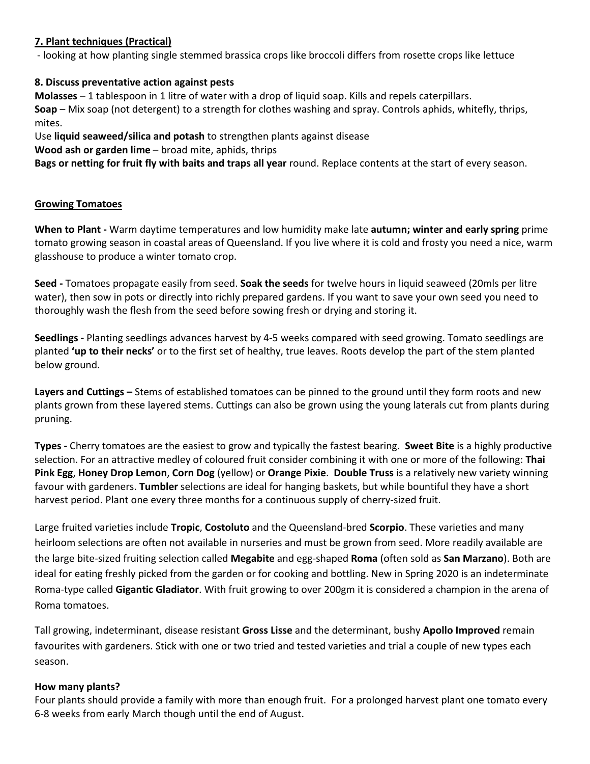## 7. Plant techniques (Practical)

- looking at how planting single stemmed brassica crops like broccoli differs from rosette crops like lettuce

## 8. Discuss preventative action against pests

**Molasses** – 1 tablespoon in 1 litre of water with a drop of liquid soap. Kills and repels caterpillars.
**Soap** – Mix soap (not detergent) to a strength for clothes washing and spray. Controls aphids, whitefly, thrips, mites.
Use **liquid seaweed/silica and potash** to strengthen plants against disease
**Wood ash or garden lime** – broad mite, aphids, thrips
**Bags or netting for fruit fly with baits and traps all year** round. Replace contents at the start of every season.

## Growing Tomatoes

**When to Plant -** Warm daytime temperatures and low humidity make late **autumn; winter and early spring** prime tomato growing season in coastal areas of Queensland. If you live where it is cold and frosty you need a nice, warm glasshouse to produce a winter tomato crop.

**Seed -** Tomatoes propagate easily from seed. **Soak the seeds** for twelve hours in liquid seaweed (20mls per litre water), then sow in pots or directly into richly prepared gardens. If you want to save your own seed you need to thoroughly wash the flesh from the seed before sowing fresh or drying and storing it.

**Seedlings -** Planting seedlings advances harvest by 4-5 weeks compared with seed growing. Tomato seedlings are planted **'up to their necks'** or to the first set of healthy, true leaves. Roots develop the part of the stem planted below ground.

**Layers and Cuttings –** Stems of established tomatoes can be pinned to the ground until they form roots and new plants grown from these layered stems. Cuttings can also be grown using the young laterals cut from plants during pruning.

**Types -** Cherry tomatoes are the easiest to grow and typically the fastest bearing. **Sweet Bite** is a highly productive selection. For an attractive medley of coloured fruit consider combining it with one or more of the following: **Thai Pink Egg**, **Honey Drop Lemon**, **Corn Dog** (yellow) or **Orange Pixie**. **Double Truss** is a relatively new variety winning favour with gardeners. **Tumbler** selections are ideal for hanging baskets, but while bountiful they have a short harvest period. Plant one every three months for a continuous supply of cherry-sized fruit.

Large fruited varieties include **Tropic**, **Costoluto** and the Queensland-bred **Scorpio**. These varieties and many heirloom selections are often not available in nurseries and must be grown from seed. More readily available are the large bite-sized fruiting selection called **Megabite** and egg-shaped **Roma** (often sold as **San Marzano**). Both are ideal for eating freshly picked from the garden or for cooking and bottling. New in Spring 2020 is an indeterminate Roma-type called **Gigantic Gladiator**. With fruit growing to over 200gm it is considered a champion in the arena of Roma tomatoes.

Tall growing, indeterminant, disease resistant **Gross Lisse** and the determinant, bushy **Apollo Improved** remain favourites with gardeners. Stick with one or two tried and tested varieties and trial a couple of new types each season.

### How many plants?

Four plants should provide a family with more than enough fruit. For a prolonged harvest plant one tomato every 6-8 weeks from early March though until the end of August.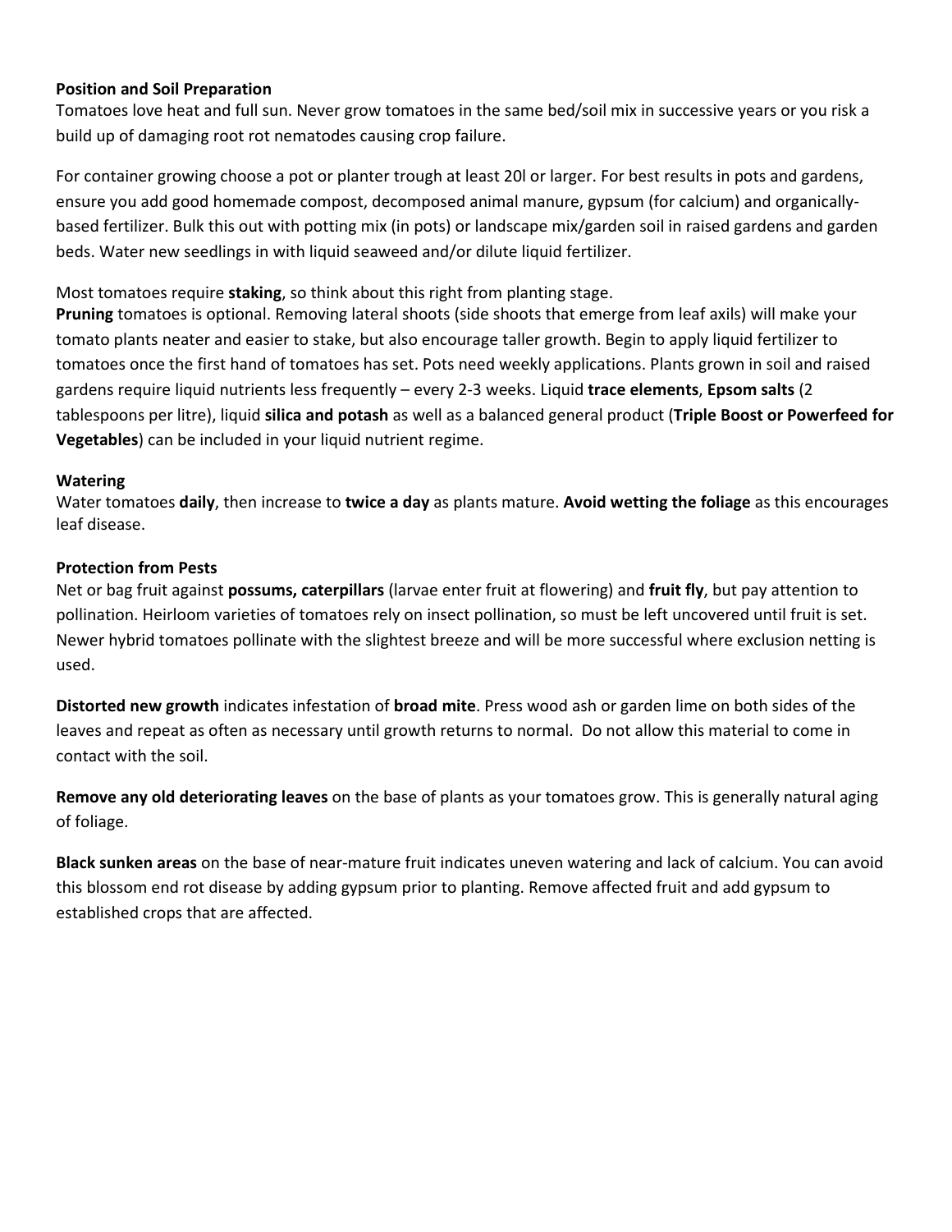**Position and Soil Preparation**
Tomatoes love heat and full sun. Never grow tomatoes in the same bed/soil mix in successive years or you risk a build up of damaging root rot nematodes causing crop failure.

For container growing choose a pot or planter trough at least 20l or larger. For best results in pots and gardens, ensure you add good homemade compost, decomposed animal manure, gypsum (for calcium) and organically-based fertilizer. Bulk this out with potting mix (in pots) or landscape mix/garden soil in raised gardens and garden beds. Water new seedlings in with liquid seaweed and/or dilute liquid fertilizer.

Most tomatoes require **staking**, so think about this right from planting stage.
**Pruning** tomatoes is optional. Removing lateral shoots (side shoots that emerge from leaf axils) will make your tomato plants neater and easier to stake, but also encourage taller growth. Begin to apply liquid fertilizer to tomatoes once the first hand of tomatoes has set. Pots need weekly applications. Plants grown in soil and raised gardens require liquid nutrients less frequently – every 2-3 weeks. Liquid **trace elements**, **Epsom salts** (2 tablespoons per litre), liquid **silica and potash** as well as a balanced general product (**Triple Boost or Powerfeed for Vegetables**) can be included in your liquid nutrient regime.

**Watering**
Water tomatoes **daily**, then increase to **twice a day** as plants mature. **Avoid wetting the foliage** as this encourages leaf disease.

**Protection from Pests**
Net or bag fruit against **possums, caterpillars** (larvae enter fruit at flowering) and **fruit fly**, but pay attention to pollination. Heirloom varieties of tomatoes rely on insect pollination, so must be left uncovered until fruit is set. Newer hybrid tomatoes pollinate with the slightest breeze and will be more successful where exclusion netting is used.

**Distorted new growth** indicates infestation of **broad mite**. Press wood ash or garden lime on both sides of the leaves and repeat as often as necessary until growth returns to normal. Do not allow this material to come in contact with the soil.

**Remove any old deteriorating leaves** on the base of plants as your tomatoes grow. This is generally natural aging of foliage.

**Black sunken areas** on the base of near-mature fruit indicates uneven watering and lack of calcium. You can avoid this blossom end rot disease by adding gypsum prior to planting. Remove affected fruit and add gypsum to established crops that are affected.